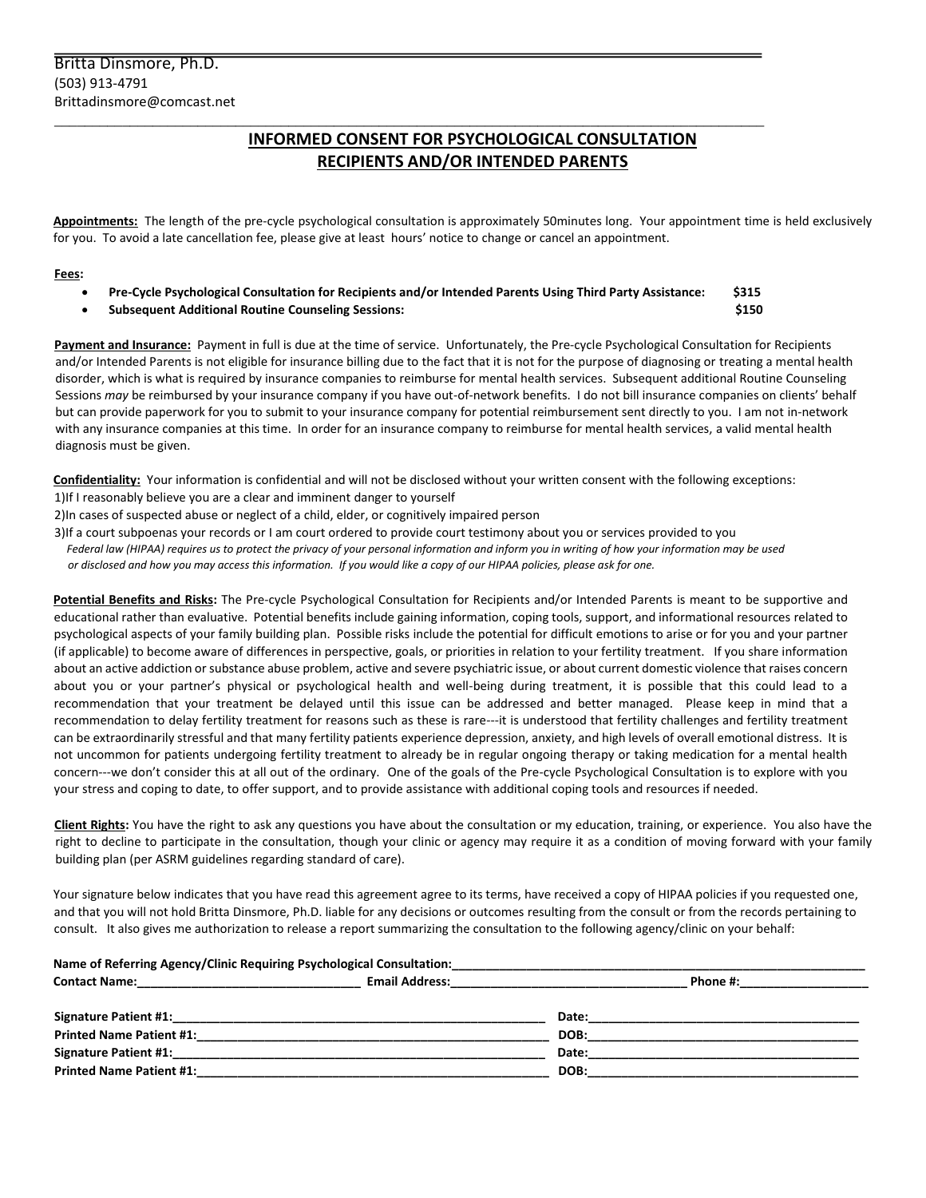Britta Dinsmore, Ph.D.
(503) 913-4791
Brittadinsmore@comcast.net

## INFORMED CONSENT FOR PSYCHOLOGICAL CONSULTATION
## RECIPIENTS AND/OR INTENDED PARENTS

**Appointments:** The length of the pre-cycle psychological consultation is approximately 50minutes long. Your appointment time is held exclusively for you. To avoid a late cancellation fee, please give at least hours' notice to change or cancel an appointment.

**Fees:**

- **Pre-Cycle Psychological Consultation for Recipients and/or Intended Parents Using Third Party Assistance: $315**
- **Subsequent Additional Routine Counseling Sessions: $150**

**Payment and Insurance:** Payment in full is due at the time of service. Unfortunately, the Pre-cycle Psychological Consultation for Recipients and/or Intended Parents is not eligible for insurance billing due to the fact that it is not for the purpose of diagnosing or treating a mental health disorder, which is what is required by insurance companies to reimburse for mental health services. Subsequent additional Routine Counseling Sessions *may* be reimbursed by your insurance company if you have out-of-network benefits. I do not bill insurance companies on clients' behalf but can provide paperwork for you to submit to your insurance company for potential reimbursement sent directly to you. I am not in-network with any insurance companies at this time. In order for an insurance company to reimburse for mental health services, a valid mental health diagnosis must be given.

**Confidentiality:** Your information is confidential and will not be disclosed without your written consent with the following exceptions:

1)If I reasonably believe you are a clear and imminent danger to yourself
2)In cases of suspected abuse or neglect of a child, elder, or cognitively impaired person
3)If a court subpoenas your records or I am court ordered to provide court testimony about you or services provided to you

*Federal law (HIPAA) requires us to protect the privacy of your personal information and inform you in writing of how your information may be used or disclosed and how you may access this information. If you would like a copy of our HIPAA policies, please ask for one.*

**Potential Benefits and Risks:** The Pre-cycle Psychological Consultation for Recipients and/or Intended Parents is meant to be supportive and educational rather than evaluative. Potential benefits include gaining information, coping tools, support, and informational resources related to psychological aspects of your family building plan. Possible risks include the potential for difficult emotions to arise or for you and your partner (if applicable) to become aware of differences in perspective, goals, or priorities in relation to your fertility treatment. If you share information about an active addiction or substance abuse problem, active and severe psychiatric issue, or about current domestic violence that raises concern about you or your partner's physical or psychological health and well-being during treatment, it is possible that this could lead to a recommendation that your treatment be delayed until this issue can be addressed and better managed. Please keep in mind that a recommendation to delay fertility treatment for reasons such as these is rare---it is understood that fertility challenges and fertility treatment can be extraordinarily stressful and that many fertility patients experience depression, anxiety, and high levels of overall emotional distress. It is not uncommon for patients undergoing fertility treatment to already be in regular ongoing therapy or taking medication for a mental health concern---we don't consider this at all out of the ordinary. One of the goals of the Pre-cycle Psychological Consultation is to explore with you your stress and coping to date, to offer support, and to provide assistance with additional coping tools and resources if needed.

**Client Rights:** You have the right to ask any questions you have about the consultation or my education, training, or experience. You also have the right to decline to participate in the consultation, though your clinic or agency may require it as a condition of moving forward with your family building plan (per ASRM guidelines regarding standard of care).

Your signature below indicates that you have read this agreement agree to its terms, have received a copy of HIPAA policies if you requested one, and that you will not hold Britta Dinsmore, Ph.D. liable for any decisions or outcomes resulting from the consult or from the records pertaining to consult. It also gives me authorization to release a report summarizing the consultation to the following agency/clinic on your behalf:

**Name of Referring Agency/Clinic Requiring Psychological Consultation:**_______________________________________________
**Contact Name:**_______________________________ **Email Address:**_______________________________ **Phone #:**__________________

**Signature Patient #1:**_______________________________________________ **Date:**_______________________________
**Printed Name Patient #1:**_______________________________________________ **DOB:**_______________________________
**Signature Patient #1:**_______________________________________________ **Date:**_______________________________
**Printed Name Patient #1:**_______________________________________________ **DOB:**_______________________________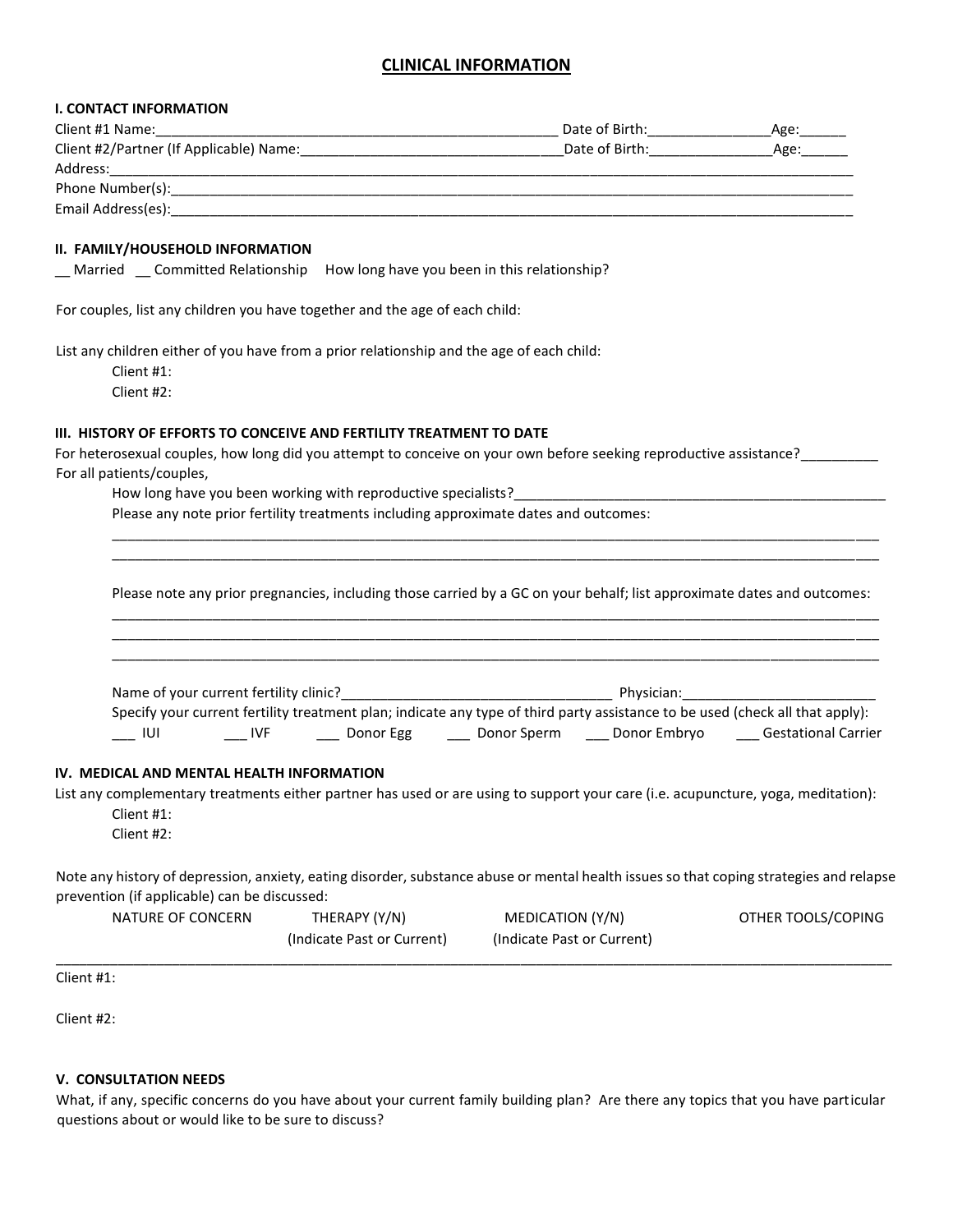# CLINICAL INFORMATION

## I. CONTACT INFORMATION

Client #1 Name:_____________________________________________________ Date of Birth:________________Age:______

Client #2/Partner (If Applicable) Name:_________________________________Date of Birth:________________Age:______

Address:_____________________________________________________________________________________________________

Phone Number(s):_____________________________________________________________________________________________

Email Address(es):___________________________________________________________________________________________

## II. FAMILY/HOUSEHOLD INFORMATION

__ Married __ Committed Relationship How long have you been in this relationship?

For couples, list any children you have together and the age of each child:

List any children either of you have from a prior relationship and the age of each child:

Client #1:

Client #2:

## III. HISTORY OF EFFORTS TO CONCEIVE AND FERTILITY TREATMENT TO DATE

For heterosexual couples, how long did you attempt to conceive on your own before seeking reproductive assistance?__________

For all patients/couples,

How long have you been working with reproductive specialists?_________________________________________________

Please any note prior fertility treatments including approximate dates and outcomes:

_____________________________________________________________________________________________________

_____________________________________________________________________________________________________

Please note any prior pregnancies, including those carried by a GC on your behalf; list approximate dates and outcomes:

_____________________________________________________________________________________________________

_____________________________________________________________________________________________________

_____________________________________________________________________________________________________

Name of your current fertility clinic?___________________________________ Physician:_________________________

Specify your current fertility treatment plan; indicate any type of third party assistance to be used (check all that apply):

___ IUI ___ IVF ___ Donor Egg ___ Donor Sperm ___ Donor Embryo ___ Gestational Carrier

## IV. MEDICAL AND MENTAL HEALTH INFORMATION

List any complementary treatments either partner has used or are using to support your care (i.e. acupuncture, yoga, meditation):

Client #1:

Client #2:

Note any history of depression, anxiety, eating disorder, substance abuse or mental health issues so that coping strategies and relapse prevention (if applicable) can be discussed:

| | NATURE OF CONCERN | THERAPY (Y/N) (Indicate Past or Current) | MEDICATION (Y/N) (Indicate Past or Current) | OTHER TOOLS/COPING |
|---|---|---|---|---|
| Client #1: | | | | |
| Client #2: | | | | |

## V. CONSULTATION NEEDS

What, if any, specific concerns do you have about your current family building plan? Are there any topics that you have particular questions about or would like to be sure to discuss?